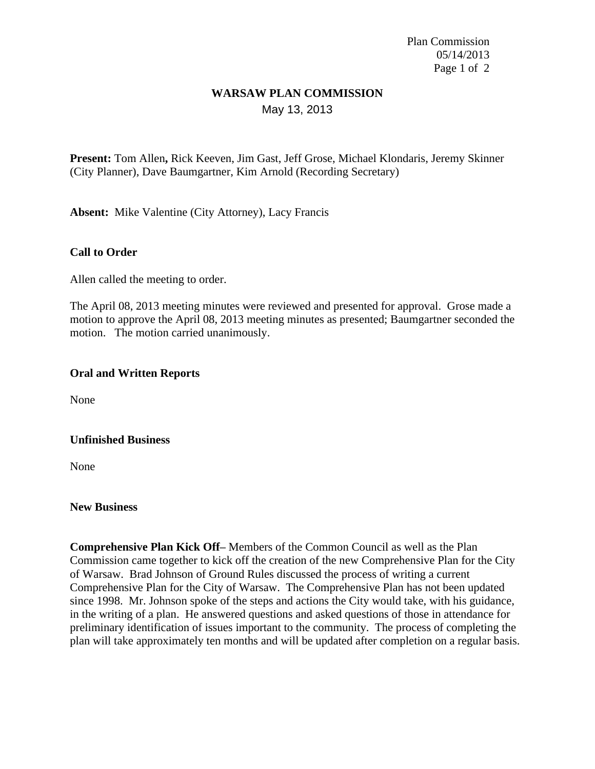# WARSAW PLAN COMMISSION

May 13, 2013

**Present:** Tom Allen**,** Rick Keeven, Jim Gast, Jeff Grose, Michael Klondaris, Jeremy Skinner (City Planner), Dave Baumgartner, Kim Arnold (Recording Secretary)

**Absent:** Mike Valentine (City Attorney), Lacy Francis

**Call to Order**

Allen called the meeting to order.

The April 08, 2013 meeting minutes were reviewed and presented for approval. Grose made a motion to approve the April 08, 2013 meeting minutes as presented; Baumgartner seconded the motion. The motion carried unanimously.

**Oral and Written Reports**

None

**Unfinished Business**

None

**New Business**

**Comprehensive Plan Kick Off**– Members of the Common Council as well as the Plan Commission came together to kick off the creation of the new Comprehensive Plan for the City of Warsaw. Brad Johnson of Ground Rules discussed the process of writing a current Comprehensive Plan for the City of Warsaw. The Comprehensive Plan has not been updated since 1998. Mr. Johnson spoke of the steps and actions the City would take, with his guidance, in the writing of a plan. He answered questions and asked questions of those in attendance for preliminary identification of issues important to the community. The process of completing the plan will take approximately ten months and will be updated after completion on a regular basis.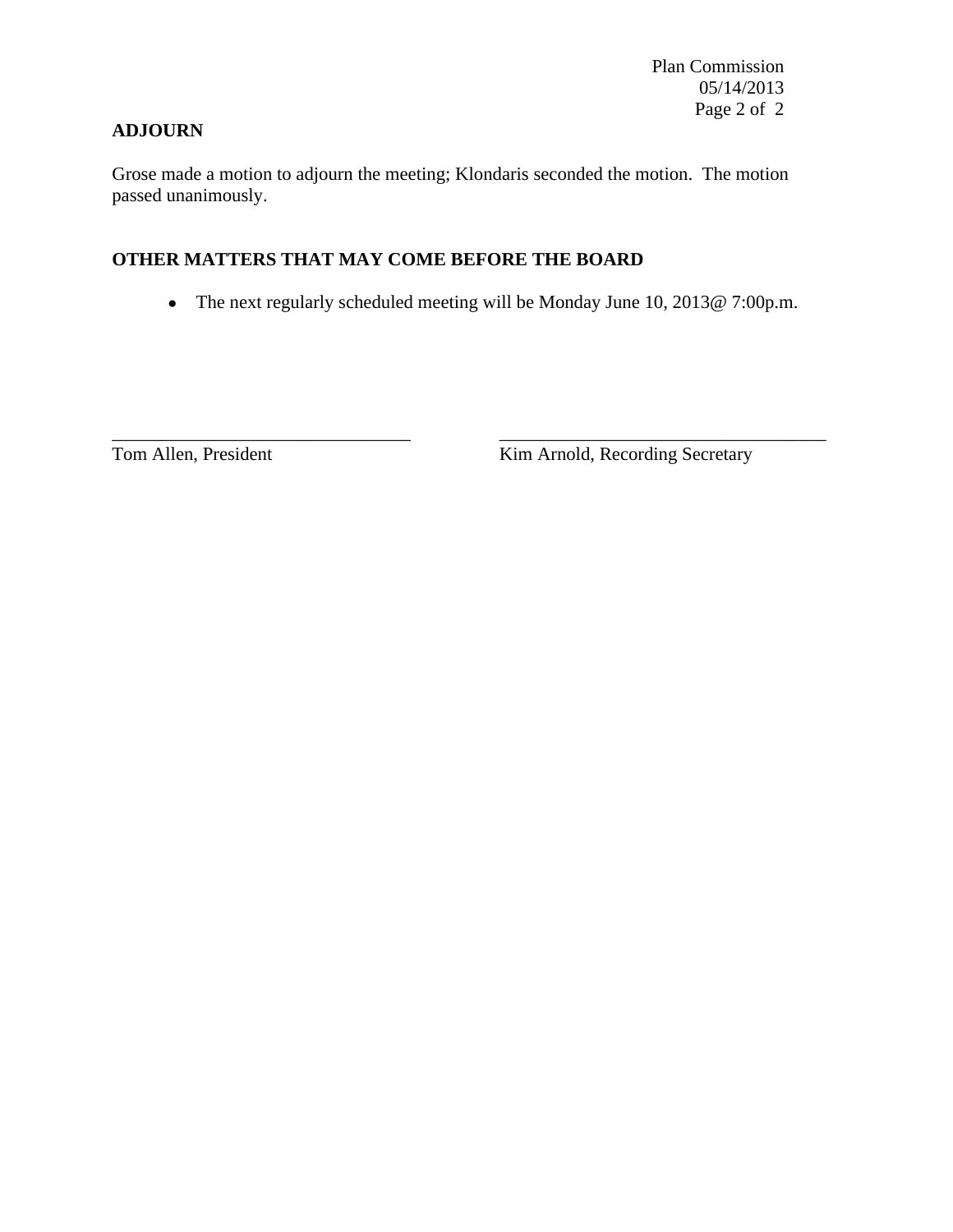**ADJOURN**

Grose made a motion to adjourn the meeting; Klondaris seconded the motion. The motion passed unanimously.

**OTHER MATTERS THAT MAY COME BEFORE THE BOARD**

- The next regularly scheduled meeting will be Monday June 10, 2013@ 7:00p.m.

_______________________________ _________________________________

Tom Allen, President Kim Arnold, Recording Secretary